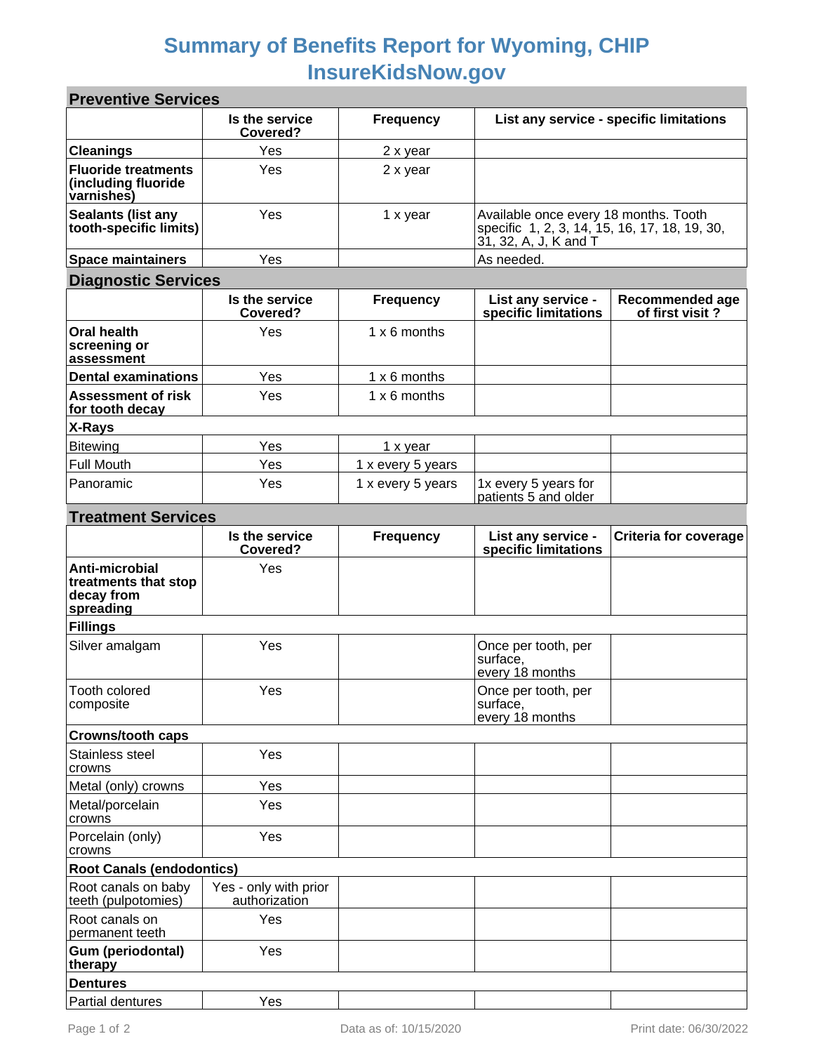# Summary of Benefits Report for Wyoming, CHIP
# InsureKidsNow.gov

## Preventive Services

| | Is the service Covered? | Frequency | List any service - specific limitations |
|---|---|---|---|
| **Cleanings** | Yes | 2 x year | |
| **Fluoride treatments (including fluoride varnishes)** | Yes | 2 x year | |
| **Sealants (list any tooth-specific limits)** | Yes | 1 x year | Available once every 18 months. Tooth specific 1, 2, 3, 14, 15, 16, 17, 18, 19, 30, 31, 32, A, J, K and T |
| **Space maintainers** | Yes | | As needed. |

## Diagnostic Services

| | Is the service Covered? | Frequency | List any service - specific limitations | Recommended age of first visit ? |
|---|---|---|---|---|
| **Oral health screening or assessment** | Yes | 1 x 6 months | | |
| **Dental examinations** | Yes | 1 x 6 months | | |
| **Assessment of risk for tooth decay** | Yes | 1 x 6 months | | |
| **X-Rays** | | | | |
| Bitewing | Yes | 1 x year | | |
| Full Mouth | Yes | 1 x every 5 years | | |
| Panoramic | Yes | 1 x every 5 years | 1x every 5 years for patients 5 and older | |

## Treatment Services

| | Is the service Covered? | Frequency | List any service - specific limitations | Criteria for coverage |
|---|---|---|---|---|
| **Anti-microbial treatments that stop decay from spreading** | Yes | | | |
| **Fillings** | | | | |
| Silver amalgam | Yes | | Once per tooth, per surface, every 18 months | |
| Tooth colored composite | Yes | | Once per tooth, per surface, every 18 months | |
| **Crowns/tooth caps** | | | | |
| Stainless steel crowns | Yes | | | |
| Metal (only) crowns | Yes | | | |
| Metal/porcelain crowns | Yes | | | |
| Porcelain (only) crowns | Yes | | | |
| **Root Canals (endodontics)** | | | | |
| Root canals on baby teeth (pulpotomies) | Yes - only with prior authorization | | | |
| Root canals on permanent teeth | Yes | | | |
| **Gum (periodontal) therapy** | Yes | | | |
| **Dentures** | | | | |
| Partial dentures | Yes | | | |

Data as of: 10/15/2020

Print date: 06/30/2022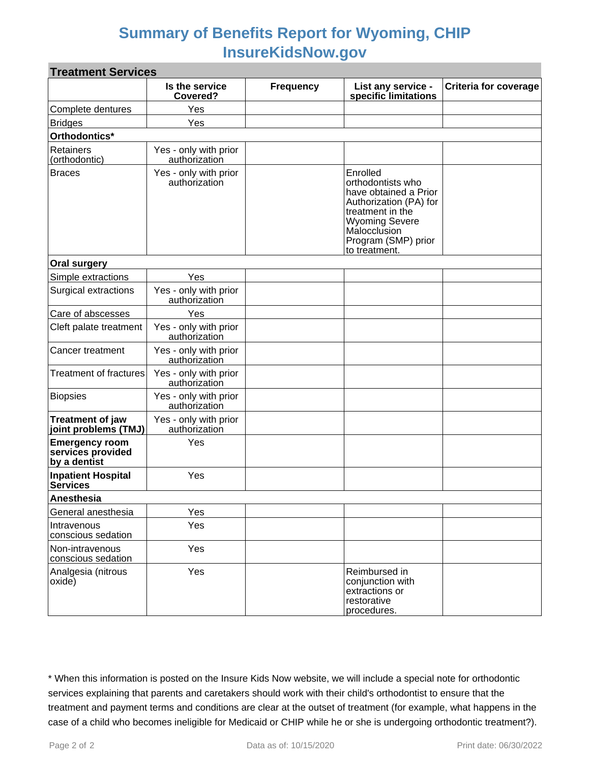# Summary of Benefits Report for Wyoming, CHIP InsureKidsNow.gov

## Treatment Services

| | Is the service Covered? | Frequency | List any service - specific limitations | Criteria for coverage |
|---|---|---|---|---|
| Complete dentures | Yes | | | |
| Bridges | Yes | | | |
| **Orthodontics*** | | | | |
| Retainers (orthodontic) | Yes - only with prior authorization | | | |
| Braces | Yes - only with prior authorization | | Enrolled orthodontists who have obtained a Prior Authorization (PA) for treatment in the Wyoming Severe Malocclusion Program (SMP) prior to treatment. | |
| **Oral surgery** | | | | |
| Simple extractions | Yes | | | |
| Surgical extractions | Yes - only with prior authorization | | | |
| Care of abscesses | Yes | | | |
| Cleft palate treatment | Yes - only with prior authorization | | | |
| Cancer treatment | Yes - only with prior authorization | | | |
| Treatment of fractures | Yes - only with prior authorization | | | |
| Biopsies | Yes - only with prior authorization | | | |
| **Treatment of jaw joint problems (TMJ)** | Yes - only with prior authorization | | | |
| **Emergency room services provided by a dentist** | Yes | | | |
| **Inpatient Hospital Services** | Yes | | | |
| **Anesthesia** | | | | |
| General anesthesia | Yes | | | |
| Intravenous conscious sedation | Yes | | | |
| Non-intravenous conscious sedation | Yes | | | |
| Analgesia (nitrous oxide) | Yes | | Reimbursed in conjunction with extractions or restorative procedures. | |

* When this information is posted on the Insure Kids Now website, we will include a special note for orthodontic services explaining that parents and caretakers should work with their child's orthodontist to ensure that the treatment and payment terms and conditions are clear at the outset of treatment (for example, what happens in the case of a child who becomes ineligible for Medicaid or CHIP while he or she is undergoing orthodontic treatment?).

Data as of: 10/15/2020

Print date: 06/30/2022